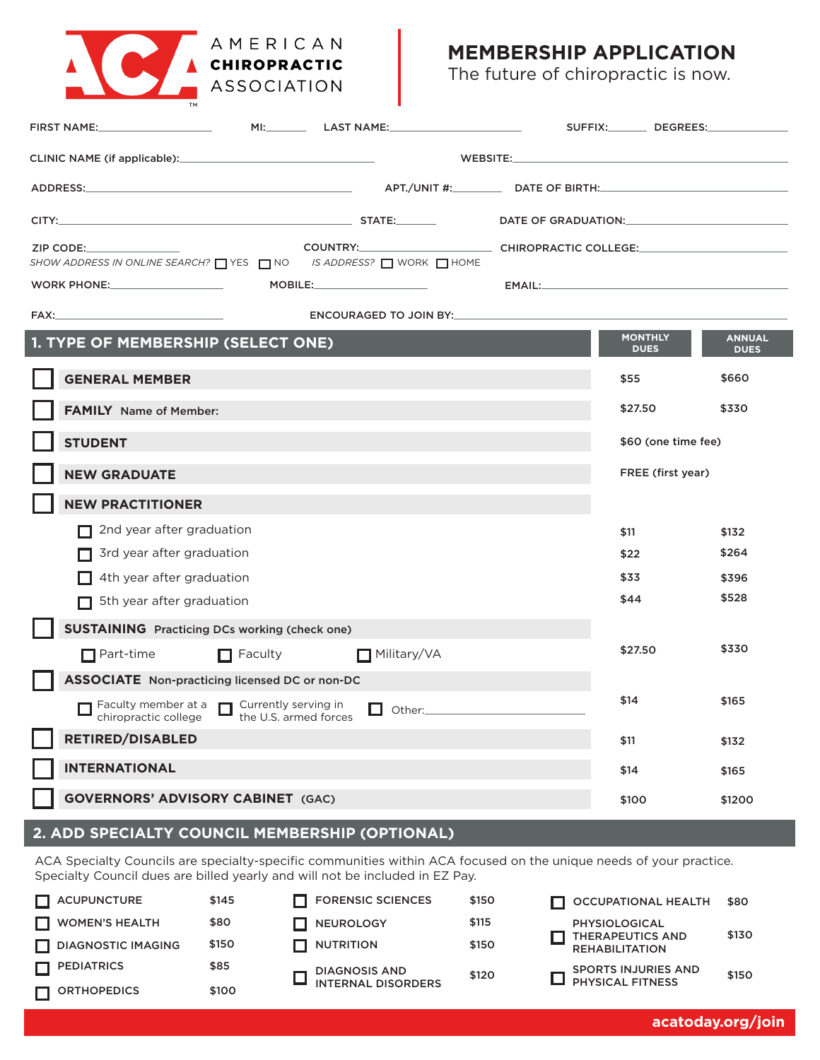# AMERICAN CHIROPRACTIC ASSOCIATION

# MEMBERSHIP APPLICATION

The future of chiropractic is now.

FIRST NAME:__________ MI:____ LAST NAME:__________ SUFFIX:____ DEGREES:__________

CLINIC NAME (if applicable):__________ WEBSITE:__________

ADDRESS:__________ APT./UNIT #:____ DATE OF BIRTH:__________

CITY:__________ STATE:____ DATE OF GRADUATION:__________

ZIP CODE:__________ COUNTRY:__________ CHIROPRACTIC COLLEGE:__________

*SHOW ADDRESS IN ONLINE SEARCH?* ☐ YES ☐ NO *IS ADDRESS?* ☐ WORK ☐ HOME

WORK PHONE:__________ MOBILE:__________ EMAIL:__________

FAX:__________ ENCOURAGED TO JOIN BY:__________

## 1. TYPE OF MEMBERSHIP (SELECT ONE)

| Membership Type | MONTHLY DUES | ANNUAL DUES |
|---|---|---|
| ☐ **GENERAL MEMBER** | $55 | $660 |
| ☐ **FAMILY** Name of Member: | $27.50 | $330 |
| ☐ **STUDENT** | $60 (one time fee) | |
| ☐ **NEW GRADUATE** | FREE (first year) | |
| ☐ **NEW PRACTITIONER** | | |
| ☐ 2nd year after graduation | $11 | $132 |
| ☐ 3rd year after graduation | $22 | $264 |
| ☐ 4th year after graduation | $33 | $396 |
| ☐ 5th year after graduation | $44 | $528 |
| ☐ **SUSTAINING** Practicing DCs working (check one) | | |
| ☐ Part-time ☐ Faculty ☐ Military/VA | $27.50 | $330 |
| ☐ **ASSOCIATE** Non-practicing licensed DC or non-DC | | |
| ☐ Faculty member at a chiropractic college ☐ Currently serving in the U.S. armed forces ☐ Other:__________ | $14 | $165 |
| ☐ **RETIRED/DISABLED** | $11 | $132 |
| ☐ **INTERNATIONAL** | $14 | $165 |
| ☐ **GOVERNORS' ADVISORY CABINET** (GAC) | $100 | $1200 |

## 2. ADD SPECIALTY COUNCIL MEMBERSHIP (OPTIONAL)

ACA Specialty Councils are specialty-specific communities within ACA focused on the unique needs of your practice. Specialty Council dues are billed yearly and will not be included in EZ Pay.

| Council | Dues | Council | Dues | Council | Dues |
|---|---|---|---|---|---|
| ☐ ACUPUNCTURE | $145 | ☐ FORENSIC SCIENCES | $150 | ☐ OCCUPATIONAL HEALTH | $80 |
| ☐ WOMEN'S HEALTH | $80 | ☐ NEUROLOGY | $115 | ☐ PHYSIOLOGICAL THERAPEUTICS AND REHABILITATION | $130 |
| ☐ DIAGNOSTIC IMAGING | $150 | ☐ NUTRITION | $150 | ☐ SPORTS INJURIES AND PHYSICAL FITNESS | $150 |
| ☐ PEDIATRICS | $85 | ☐ DIAGNOSIS AND INTERNAL DISORDERS | $120 | | |
| ☐ ORTHOPEDICS | $100 | | | | |

acatoday.org/join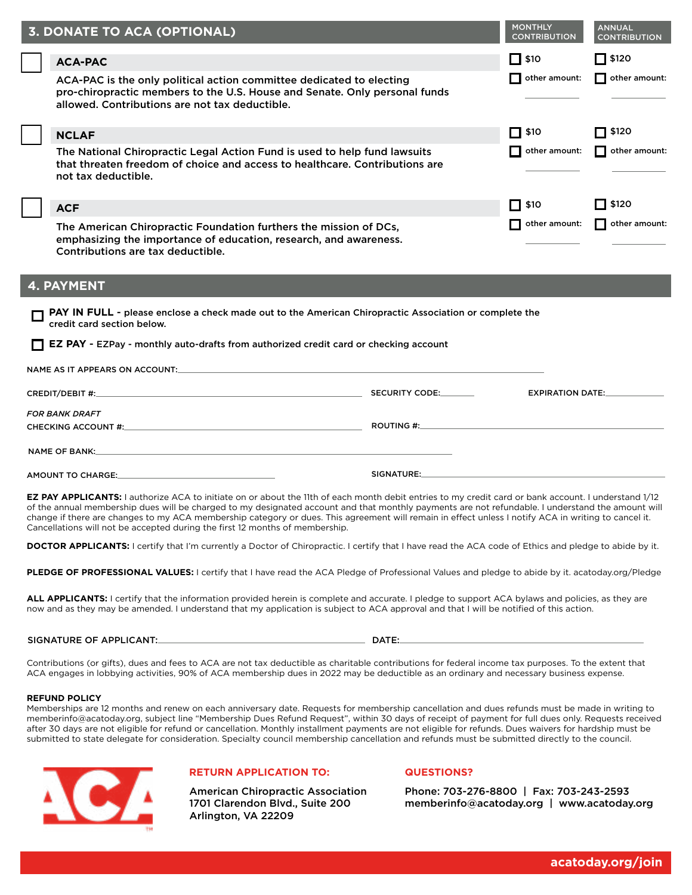## 3. DONATE TO ACA (OPTIONAL)

| | | MONTHLY CONTRIBUTION | ANNUAL CONTRIBUTION |
|---|---|---|---|
| ☐ | **ACA-PAC**<br>ACA-PAC is the only political action committee dedicated to electing pro-chiropractic members to the U.S. House and Senate. Only personal funds allowed. Contributions are not tax deductible. | ☐ $10<br>☐ other amount: ________ | ☐ $120<br>☐ other amount: ________ |
| ☐ | **NCLAF**<br>The National Chiropractic Legal Action Fund is used to help fund lawsuits that threaten freedom of choice and access to healthcare. Contributions are not tax deductible. | ☐ $10<br>☐ other amount: ________ | ☐ $120<br>☐ other amount: ________ |
| ☐ | **ACF**<br>The American Chiropractic Foundation furthers the mission of DCs, emphasizing the importance of education, research, and awareness. Contributions are tax deductible. | ☐ $10<br>☐ other amount: ________ | ☐ $120<br>☐ other amount: ________ |

## 4. PAYMENT

☐ **PAY IN FULL -** please enclose a check made out to the American Chiropractic Association or complete the credit card section below.

☐ **EZ PAY -** EZPay - monthly auto-drafts from authorized credit card or checking account

NAME AS IT APPEARS ON ACCOUNT: ____________________________________________

CREDIT/DEBIT #: ______________________________ SECURITY CODE: ________ EXPIRATION DATE: ____________

*FOR BANK DRAFT*

CHECKING ACCOUNT #: ______________________________ ROUTING #: ______________________________

NAME OF BANK: ____________________________________________

AMOUNT TO CHARGE: ____________________ SIGNATURE: ______________________________

**EZ PAY APPLICANTS:** I authorize ACA to initiate on or about the 11th of each month debit entries to my credit card or bank account. I understand 1/12 of the annual membership dues will be charged to my designated account and that monthly payments are not refundable. I understand the amount will change if there are changes to my ACA membership category or dues. This agreement will remain in effect unless I notify ACA in writing to cancel it. Cancellations will not be accepted during the first 12 months of membership.

**DOCTOR APPLICANTS:** I certify that I'm currently a Doctor of Chiropractic. I certify that I have read the ACA code of Ethics and pledge to abide by it.

**PLEDGE OF PROFESSIONAL VALUES:** I certify that I have read the ACA Pledge of Professional Values and pledge to abide by it. acatoday.org/Pledge

**ALL APPLICANTS:** I certify that the information provided herein is complete and accurate. I pledge to support ACA bylaws and policies, as they are now and as they may be amended. I understand that my application is subject to ACA approval and that I will be notified of this action.

SIGNATURE OF APPLICANT: ______________________________ DATE: ______________________________

Contributions (or gifts), dues and fees to ACA are not tax deductible as charitable contributions for federal income tax purposes. To the extent that ACA engages in lobbying activities, 90% of ACA membership dues in 2022 may be deductible as an ordinary and necessary business expense.

**REFUND POLICY**

Memberships are 12 months and renew on each anniversary date. Requests for membership cancellation and dues refunds must be made in writing to memberinfo@acatoday.org, subject line "Membership Dues Refund Request", within 30 days of receipt of payment for full dues only. Requests received after 30 days are not eligible for refund or cancellation. Monthly installment payments are not eligible for refunds. Dues waivers for hardship must be submitted to state delegate for consideration. Specialty council membership cancellation and refunds must be submitted directly to the council.

ACA

**RETURN APPLICATION TO:**

American Chiropractic Association
1701 Clarendon Blvd., Suite 200
Arlington, VA 22209

**QUESTIONS?**

Phone: 703-276-8800 | Fax: 703-243-2593
memberinfo@acatoday.org | www.acatoday.org

acatoday.org/join